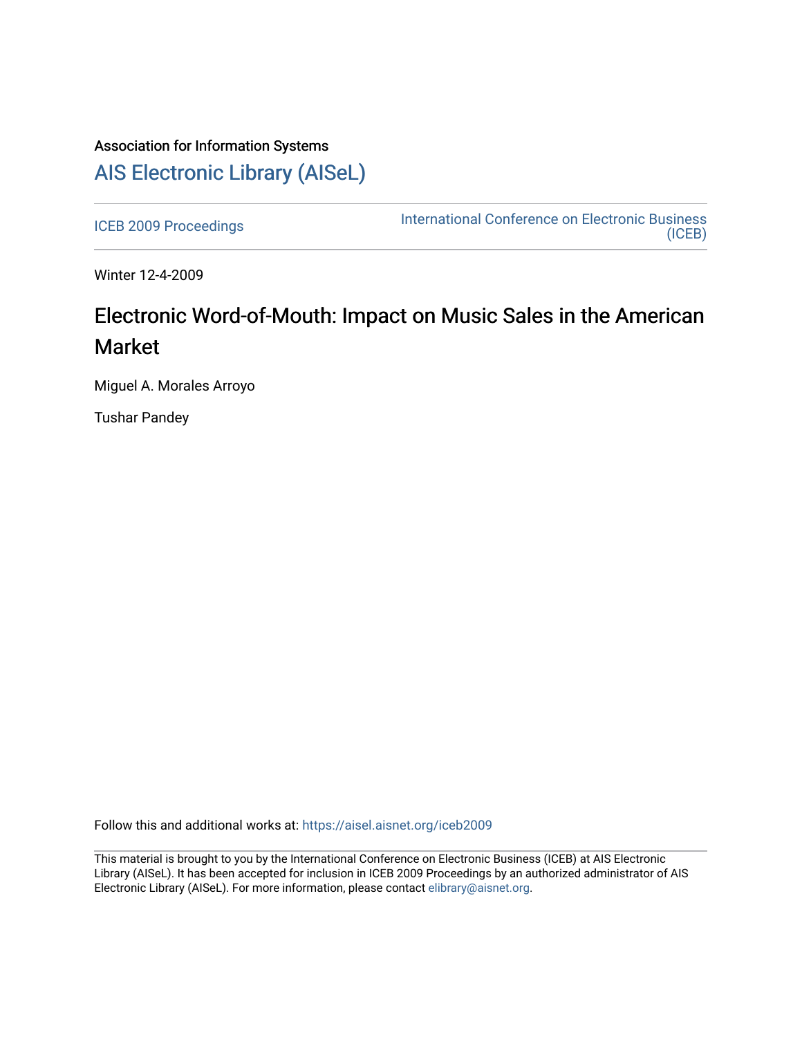Association for Information Systems

# AIS Electronic Library (AISeL)

ICEB 2009 Proceedings

International Conference on Electronic Business (ICEB)

Winter 12-4-2009

## Electronic Word-of-Mouth: Impact on Music Sales in the American Market

Miguel A. Morales Arroyo

Tushar Pandey

Follow this and additional works at: https://aisel.aisnet.org/iceb2009

This material is brought to you by the International Conference on Electronic Business (ICEB) at AIS Electronic Library (AISeL). It has been accepted for inclusion in ICEB 2009 Proceedings by an authorized administrator of AIS Electronic Library (AISeL). For more information, please contact elibrary@aisnet.org.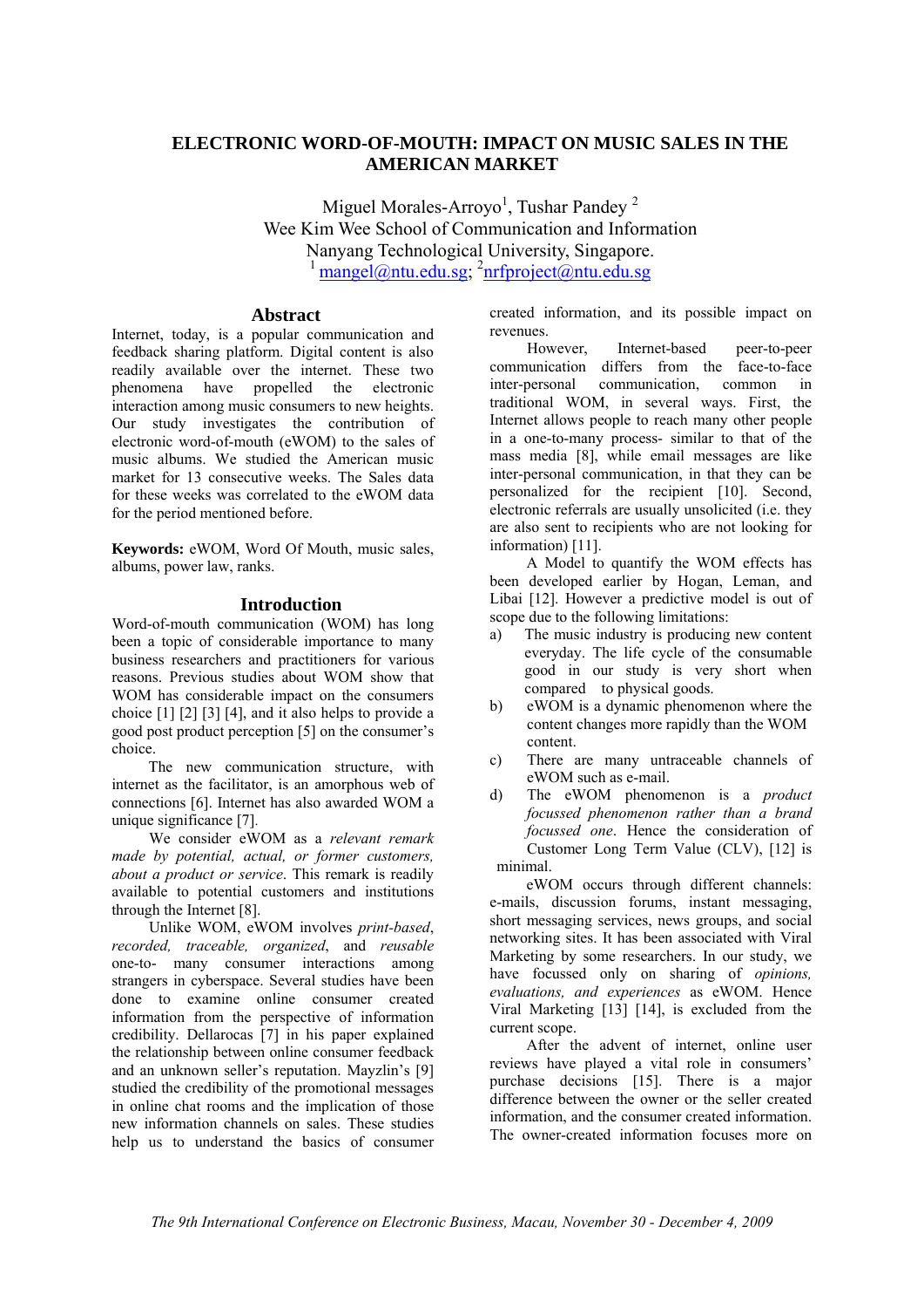# ELECTRONIC WORD-OF-MOUTH: IMPACT ON MUSIC SALES IN THE AMERICAN MARKET

Miguel Morales-Arroyo[1], Tushar Pandey [2]
Wee Kim Wee School of Communication and Information
Nanyang Technological University, Singapore.
[1] mangel@ntu.edu.sg; [2]nrfproject@ntu.edu.sg

## Abstract

Internet, today, is a popular communication and feedback sharing platform. Digital content is also readily available over the internet. These two phenomena have propelled the electronic interaction among music consumers to new heights. Our study investigates the contribution of electronic word-of-mouth (eWOM) to the sales of music albums. We studied the American music market for 13 consecutive weeks. The Sales data for these weeks was correlated to the eWOM data for the period mentioned before.

**Keywords:** eWOM, Word Of Mouth, music sales, albums, power law, ranks.

## Introduction

Word-of-mouth communication (WOM) has long been a topic of considerable importance to many business researchers and practitioners for various reasons. Previous studies about WOM show that WOM has considerable impact on the consumers choice [1] [2] [3] [4], and it also helps to provide a good post product perception [5] on the consumer's choice.

The new communication structure, with internet as the facilitator, is an amorphous web of connections [6]. Internet has also awarded WOM a unique significance [7].

We consider eWOM as a *relevant remark made by potential, actual, or former customers, about a product or service*. This remark is readily available to potential customers and institutions through the Internet [8].

Unlike WOM, eWOM involves *print-based*, *recorded, traceable, organized*, and *reusable* one-to- many consumer interactions among strangers in cyberspace. Several studies have been done to examine online consumer created information from the perspective of information credibility. Dellarocas [7] in his paper explained the relationship between online consumer feedback and an unknown seller's reputation. Mayzlin's [9] studied the credibility of the promotional messages in online chat rooms and the implication of those new information channels on sales. These studies help us to understand the basics of consumer created information, and its possible impact on revenues.

However, Internet-based peer-to-peer communication differs from the face-to-face inter-personal communication, common in traditional WOM, in several ways. First, the Internet allows people to reach many other people in a one-to-many process- similar to that of the mass media [8], while email messages are like inter-personal communication, in that they can be personalized for the recipient [10]. Second, electronic referrals are usually unsolicited (i.e. they are also sent to recipients who are not looking for information) [11].

A Model to quantify the WOM effects has been developed earlier by Hogan, Leman, and Libai [12]. However a predictive model is out of scope due to the following limitations:

a) The music industry is producing new content everyday. The life cycle of the consumable good in our study is very short when compared to physical goods.
b) eWOM is a dynamic phenomenon where the content changes more rapidly than the WOM content.
c) There are many untraceable channels of eWOM such as e-mail.
d) The eWOM phenomenon is a *product focussed phenomenon rather than a brand focussed one*. Hence the consideration of Customer Long Term Value (CLV), [12] is minimal.

eWOM occurs through different channels: e-mails, discussion forums, instant messaging, short messaging services, news groups, and social networking sites. It has been associated with Viral Marketing by some researchers. In our study, we have focussed only on sharing of *opinions, evaluations, and experiences* as eWOM. Hence Viral Marketing [13] [14], is excluded from the current scope.

After the advent of internet, online user reviews have played a vital role in consumers' purchase decisions [15]. There is a major difference between the owner or the seller created information, and the consumer created information. The owner-created information focuses more on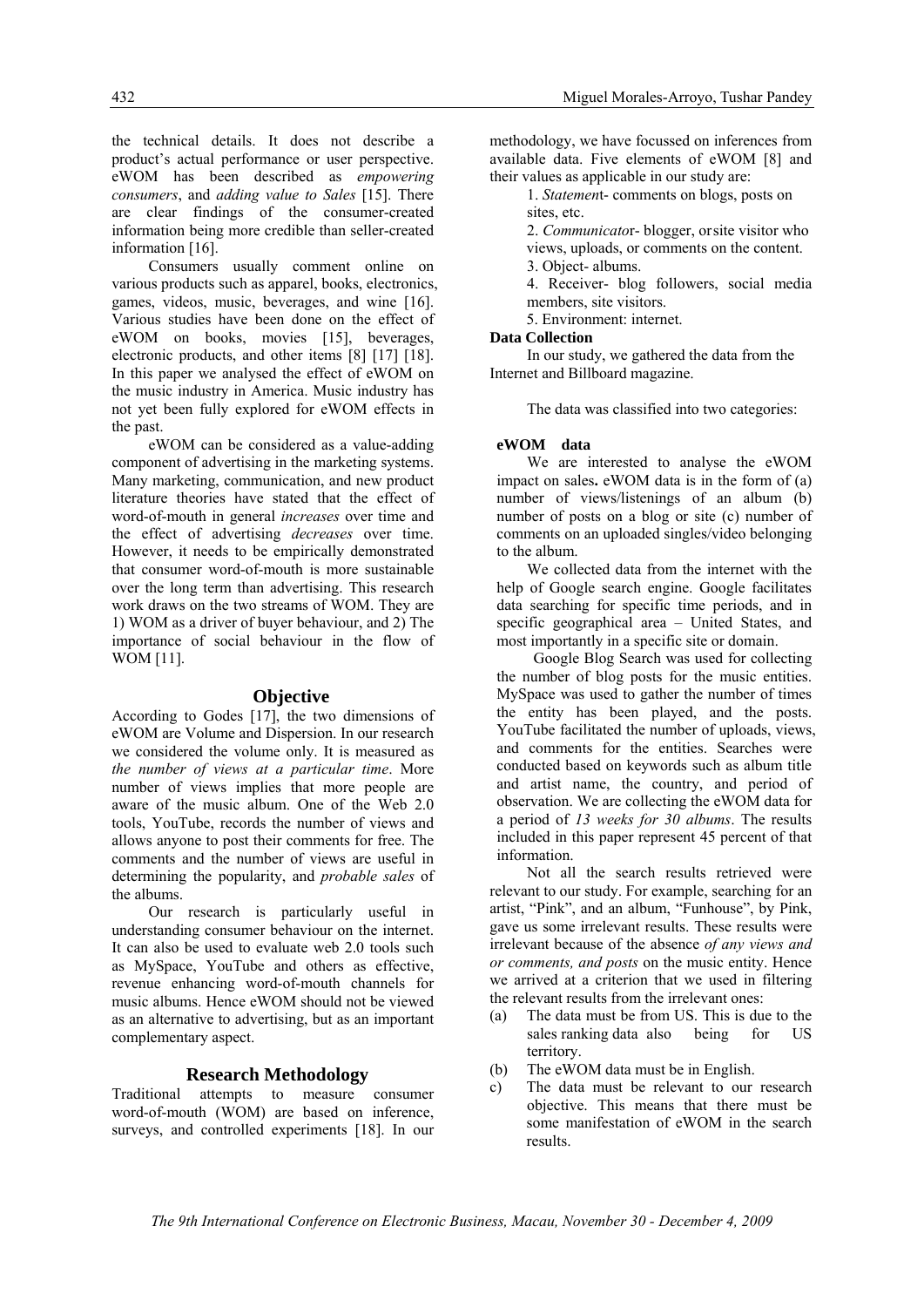the technical details. It does not describe a product's actual performance or user perspective. eWOM has been described as *empowering consumers*, and *adding value to Sales* [15]. There are clear findings of the consumer-created information being more credible than seller-created information [16].

Consumers usually comment online on various products such as apparel, books, electronics, games, videos, music, beverages, and wine [16]. Various studies have been done on the effect of eWOM on books, movies [15], beverages, electronic products, and other items [8] [17] [18]. In this paper we analysed the effect of eWOM on the music industry in America. Music industry has not yet been fully explored for eWOM effects in the past.

eWOM can be considered as a value-adding component of advertising in the marketing systems. Many marketing, communication, and new product literature theories have stated that the effect of word-of-mouth in general *increases* over time and the effect of advertising *decreases* over time. However, it needs to be empirically demonstrated that consumer word-of-mouth is more sustainable over the long term than advertising. This research work draws on the two streams of WOM. They are 1) WOM as a driver of buyer behaviour, and 2) The importance of social behaviour in the flow of WOM [11].

## Objective

According to Godes [17], the two dimensions of eWOM are Volume and Dispersion. In our research we considered the volume only. It is measured as *the number of views at a particular time*. More number of views implies that more people are aware of the music album. One of the Web 2.0 tools, YouTube, records the number of views and allows anyone to post their comments for free. The comments and the number of views are useful in determining the popularity, and *probable sales* of the albums.

Our research is particularly useful in understanding consumer behaviour on the internet. It can also be used to evaluate web 2.0 tools such as MySpace, YouTube and others as effective, revenue enhancing word-of-mouth channels for music albums. Hence eWOM should not be viewed as an alternative to advertising, but as an important complementary aspect.

## Research Methodology

Traditional attempts to measure consumer word-of-mouth (WOM) are based on inference, surveys, and controlled experiments [18]. In our methodology, we have focussed on inferences from available data. Five elements of eWOM [8] and their values as applicable in our study are:

1. *Statement*- comments on blogs, posts on sites, etc.
2. *Communicator*- blogger, orsite visitor who views, uploads, or comments on the content.
3. Object- albums.
4. Receiver- blog followers, social media members, site visitors.
5. Environment: internet.

**Data Collection**

In our study, we gathered the data from the Internet and Billboard magazine.

The data was classified into two categories:

**eWOM data**

We are interested to analyse the eWOM impact on sales**.** eWOM data is in the form of (a) number of views/listenings of an album (b) number of posts on a blog or site (c) number of comments on an uploaded singles/video belonging to the album.

We collected data from the internet with the help of Google search engine. Google facilitates data searching for specific time periods, and in specific geographical area – United States, and most importantly in a specific site or domain.

Google Blog Search was used for collecting the number of blog posts for the music entities. MySpace was used to gather the number of times the entity has been played, and the posts. YouTube facilitated the number of uploads, views, and comments for the entities. Searches were conducted based on keywords such as album title and artist name, the country, and period of observation. We are collecting the eWOM data for a period of *13 weeks for 30 albums*. The results included in this paper represent 45 percent of that information.

Not all the search results retrieved were relevant to our study. For example, searching for an artist, "Pink", and an album, "Funhouse", by Pink, gave us some irrelevant results. These results were irrelevant because of the absence *of any views and or comments, and posts* on the music entity. Hence we arrived at a criterion that we used in filtering the relevant results from the irrelevant ones:

(a) The data must be from US. This is due to the sales ranking data also being for US territory.
(b) The eWOM data must be in English.
c) The data must be relevant to our research objective. This means that there must be some manifestation of eWOM in the search results.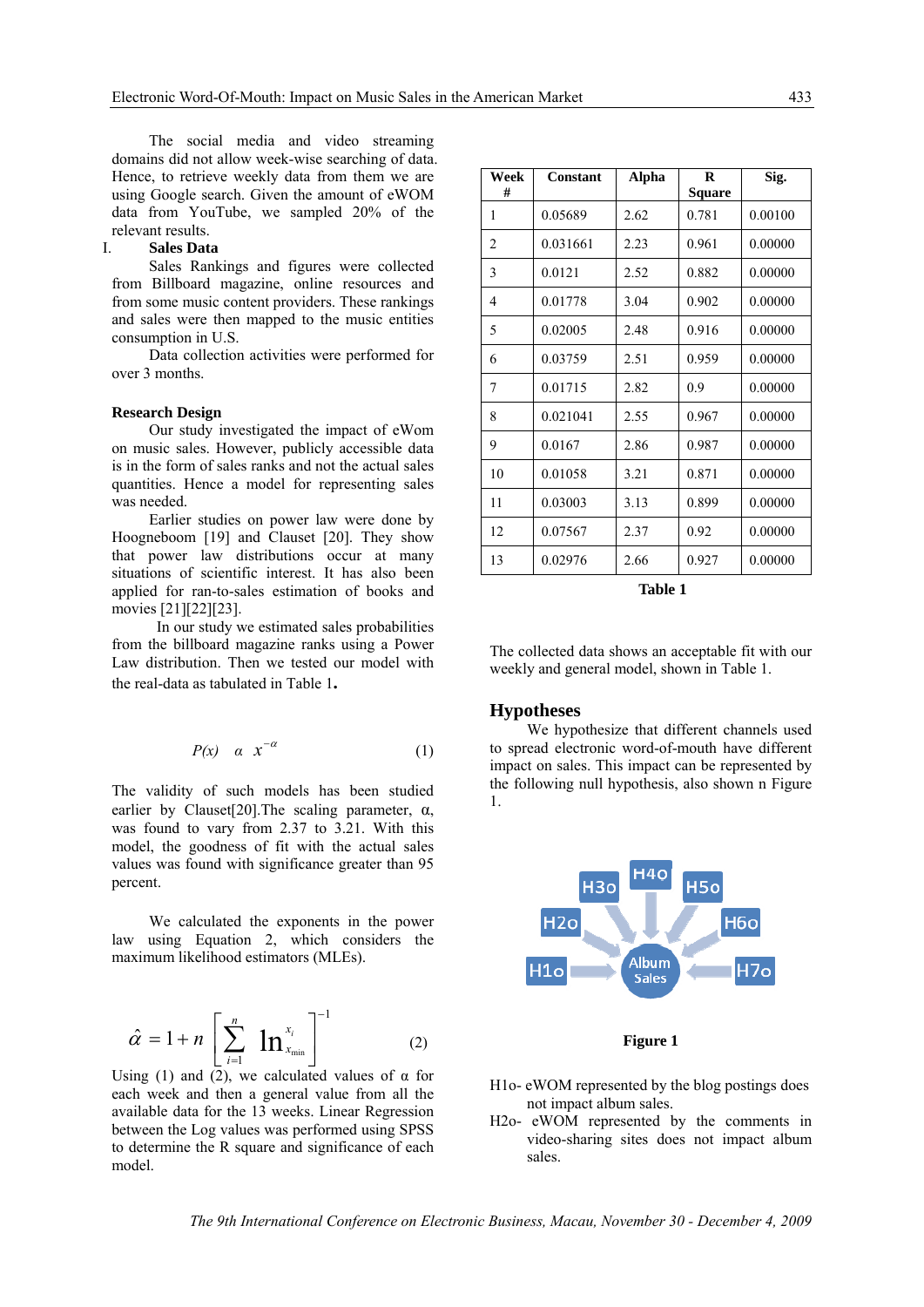The social media and video streaming domains did not allow week-wise searching of data. Hence, to retrieve weekly data from them we are using Google search. Given the amount of eWOM data from YouTube, we sampled 20% of the relevant results.

I. **Sales Data**

Sales Rankings and figures were collected from Billboard magazine, online resources and from some music content providers. These rankings and sales were then mapped to the music entities consumption in U.S.

Data collection activities were performed for over 3 months.

**Research Design**

Our study investigated the impact of eWom on music sales. However, publicly accessible data is in the form of sales ranks and not the actual sales quantities. Hence a model for representing sales was needed.

Earlier studies on power law were done by Hoogneboom [19] and Clauset [20]. They show that power law distributions occur at many situations of scientific interest. It has also been applied for ran-to-sales estimation of books and movies [21][22][23].

In our study we estimated sales probabilities from the billboard magazine ranks using a Power Law distribution. Then we tested our model with the real-data as tabulated in Table 1**.**

$$P(x) \;\; \alpha \;\; x^{-\alpha} \qquad (1)$$

The validity of such models has been studied earlier by Clauset[20].The scaling parameter, α, was found to vary from 2.37 to 3.21. With this model, the goodness of fit with the actual sales values was found with significance greater than 95 percent.

We calculated the exponents in the power law using Equation 2, which considers the maximum likelihood estimators (MLEs).

$$\hat{\alpha} = 1 + n \left[ \sum_{i=1}^{n} \ln \frac{x_i}{x_{\min}} \right]^{-1} \qquad (2)$$

Using (1) and (2), we calculated values of α for each week and then a general value from all the available data for the 13 weeks. Linear Regression between the Log values was performed using SPSS to determine the R square and significance of each model.

| Week # | Constant | Alpha | R Square | Sig. |
|---|---|---|---|---|
| 1 | 0.05689 | 2.62 | 0.781 | 0.00100 |
| 2 | 0.031661 | 2.23 | 0.961 | 0.00000 |
| 3 | 0.0121 | 2.52 | 0.882 | 0.00000 |
| 4 | 0.01778 | 3.04 | 0.902 | 0.00000 |
| 5 | 0.02005 | 2.48 | 0.916 | 0.00000 |
| 6 | 0.03759 | 2.51 | 0.959 | 0.00000 |
| 7 | 0.01715 | 2.82 | 0.9 | 0.00000 |
| 8 | 0.021041 | 2.55 | 0.967 | 0.00000 |
| 9 | 0.0167 | 2.86 | 0.987 | 0.00000 |
| 10 | 0.01058 | 3.21 | 0.871 | 0.00000 |
| 11 | 0.03003 | 3.13 | 0.899 | 0.00000 |
| 12 | 0.07567 | 2.37 | 0.92 | 0.00000 |
| 13 | 0.02976 | 2.66 | 0.927 | 0.00000 |

**Table 1**

The collected data shows an acceptable fit with our weekly and general model, shown in Table 1.

## Hypotheses

We hypothesize that different channels used to spread electronic word-of-mouth have different impact on sales. This impact can be represented by the following null hypothesis, also shown n Figure 1.

H1o, H2o, H3o, H4o, H5o, H6o, H7o → Album Sales

**Figure 1**

H1o- eWOM represented by the blog postings does not impact album sales.

H2o- eWOM represented by the comments in video-sharing sites does not impact album sales.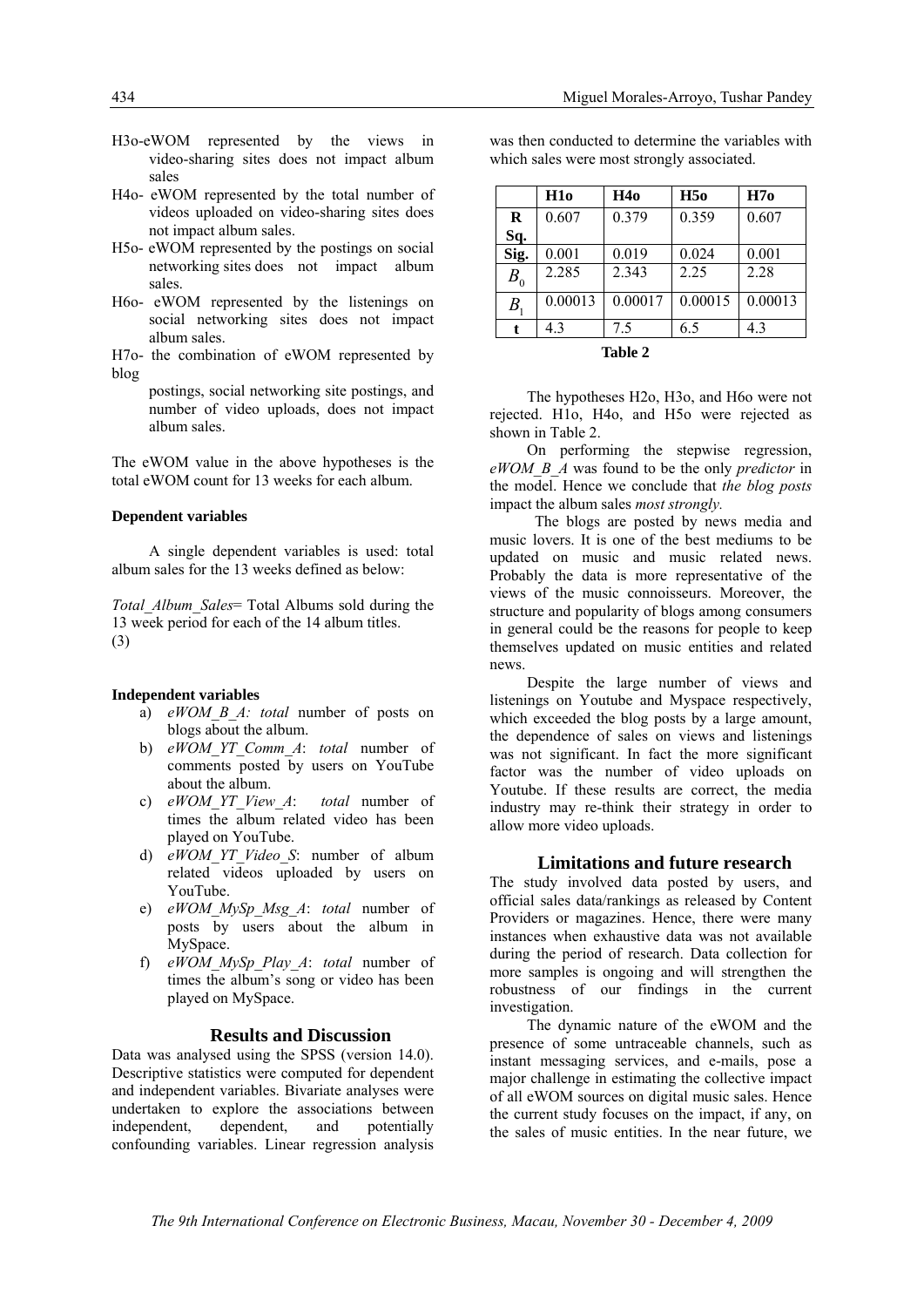H3o-eWOM represented by the views in video-sharing sites does not impact album sales

H4o- eWOM represented by the total number of videos uploaded on video-sharing sites does not impact album sales.

H5o- eWOM represented by the postings on social networking sites does not impact album sales.

H6o- eWOM represented by the listenings on social networking sites does not impact album sales.

H7o- the combination of eWOM represented by blog postings, social networking site postings, and number of video uploads, does not impact album sales.

The eWOM value in the above hypotheses is the total eWOM count for 13 weeks for each album.

#### Dependent variables

A single dependent variables is used: total album sales for the 13 weeks defined as below:

*Total_Album_Sales*= Total Albums sold during the 13 week period for each of the 14 album titles. (3)

#### Independent variables

a) *eWOM_B_A: total* number of posts on blogs about the album.
b) *eWOM_YT_Comm_A*: *total* number of comments posted by users on YouTube about the album.
c) *eWOM_YT_View_A*: *total* number of times the album related video has been played on YouTube.
d) *eWOM_YT_Video_S*: number of album related videos uploaded by users on YouTube.
e) *eWOM_MySp_Msg_A*: *total* number of posts by users about the album in MySpace.
f) *eWOM_MySp_Play_A*: *total* number of times the album's song or video has been played on MySpace.

## Results and Discussion

Data was analysed using the SPSS (version 14.0). Descriptive statistics were computed for dependent and independent variables. Bivariate analyses were undertaken to explore the associations between independent, dependent, and potentially confounding variables. Linear regression analysis was then conducted to determine the variables with which sales were most strongly associated.

| | H1o | H4o | H5o | H7o |
|---|---|---|---|---|
| R Sq. | 0.607 | 0.379 | 0.359 | 0.607 |
| Sig. | 0.001 | 0.019 | 0.024 | 0.001 |
| $B_0$ | 2.285 | 2.343 | 2.25 | 2.28 |
| $B_1$ | 0.00013 | 0.00017 | 0.00015 | 0.00013 |
| t | 4.3 | 7.5 | 6.5 | 4.3 |

**Table 2**

The hypotheses H2o, H3o, and H6o were not rejected. H1o, H4o, and H5o were rejected as shown in Table 2.

On performing the stepwise regression, *eWOM_B_A* was found to be the only *predictor* in the model. Hence we conclude that *the blog posts* impact the album sales *most strongly.*

The blogs are posted by news media and music lovers. It is one of the best mediums to be updated on music and music related news. Probably the data is more representative of the views of the music connoisseurs. Moreover, the structure and popularity of blogs among consumers in general could be the reasons for people to keep themselves updated on music entities and related news.

Despite the large number of views and listenings on Youtube and Myspace respectively, which exceeded the blog posts by a large amount, the dependence of sales on views and listenings was not significant. In fact the more significant factor was the number of video uploads on Youtube. If these results are correct, the media industry may re-think their strategy in order to allow more video uploads.

## Limitations and future research

The study involved data posted by users, and official sales data/rankings as released by Content Providers or magazines. Hence, there were many instances when exhaustive data was not available during the period of research. Data collection for more samples is ongoing and will strengthen the robustness of our findings in the current investigation.

The dynamic nature of the eWOM and the presence of some untraceable channels, such as instant messaging services, and e-mails, pose a major challenge in estimating the collective impact of all eWOM sources on digital music sales. Hence the current study focuses on the impact, if any, on the sales of music entities. In the near future, we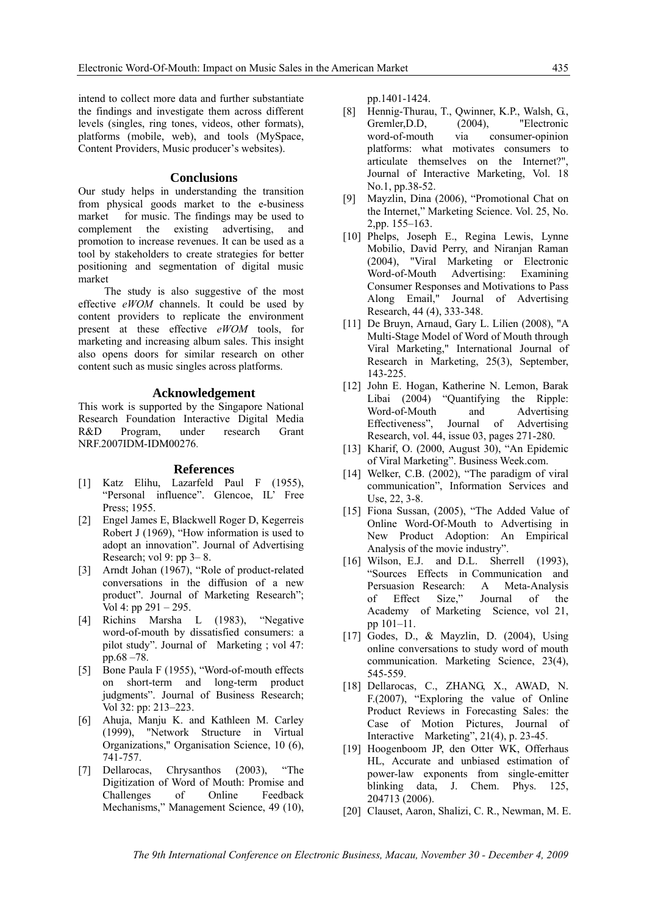intend to collect more data and further substantiate the findings and investigate them across different levels (singles, ring tones, videos, other formats), platforms (mobile, web), and tools (MySpace, Content Providers, Music producer's websites).

## Conclusions

Our study helps in understanding the transition from physical goods market to the e-business market for music. The findings may be used to complement the existing advertising, and promotion to increase revenues. It can be used as a tool by stakeholders to create strategies for better positioning and segmentation of digital music market

The study is also suggestive of the most effective *eWOM* channels. It could be used by content providers to replicate the environment present at these effective *eWOM* tools, for marketing and increasing album sales. This insight also opens doors for similar research on other content such as music singles across platforms.

## Acknowledgement

This work is supported by the Singapore National Research Foundation Interactive Digital Media R&D Program, under research Grant NRF.2007IDM-IDM00276.

## References

[1] Katz Elihu, Lazarfeld Paul F (1955), "Personal influence". Glencoe, IL' Free Press; 1955.

[2] Engel James E, Blackwell Roger D, Kegerreis Robert J (1969), "How information is used to adopt an innovation". Journal of Advertising Research; vol 9: pp 3– 8.

[3] Arndt Johan (1967), "Role of product-related conversations in the diffusion of a new product". Journal of Marketing Research"; Vol 4: pp 291 – 295.

[4] Richins Marsha L (1983), "Negative word-of-mouth by dissatisfied consumers: a pilot study". Journal of Marketing ; vol 47: pp.68 –78.

[5] Bone Paula F (1955), "Word-of-mouth effects on short-term and long-term product judgments". Journal of Business Research; Vol 32: pp: 213–223.

[6] Ahuja, Manju K. and Kathleen M. Carley (1999), "Network Structure in Virtual Organizations," Organisation Science, 10 (6), 741-757.

[7] Dellarocas, Chrysanthos (2003), "The Digitization of Word of Mouth: Promise and Challenges of Online Feedback Mechanisms," Management Science, 49 (10), pp.1401-1424.

[8] Hennig-Thurau, T., Qwinner, K.P., Walsh, G., Gremler,D.D, (2004), "Electronic word-of-mouth via consumer-opinion platforms: what motivates consumers to articulate themselves on the Internet?", Journal of Interactive Marketing, Vol. 18 No.1, pp.38-52.

[9] Mayzlin, Dina (2006), "Promotional Chat on the Internet," Marketing Science. Vol. 25, No. 2,pp. 155–163.

[10] Phelps, Joseph E., Regina Lewis, Lynne Mobilio, David Perry, and Niranjan Raman (2004), "Viral Marketing or Electronic Word-of-Mouth Advertising: Examining Consumer Responses and Motivations to Pass Along Email," Journal of Advertising Research, 44 (4), 333-348.

[11] De Bruyn, Arnaud, Gary L. Lilien (2008), "A Multi-Stage Model of Word of Mouth through Viral Marketing," International Journal of Research in Marketing, 25(3), September, 143-225.

[12] John E. Hogan, Katherine N. Lemon, Barak Libai (2004) "Quantifying the Ripple: Word-of-Mouth and Advertising Effectiveness", Journal of Advertising Research, vol. 44, issue 03, pages 271-280.

[13] Kharif, O. (2000, August 30), "An Epidemic of Viral Marketing". Business Week.com.

[14] Welker, C.B. (2002), "The paradigm of viral communication", Information Services and Use, 22, 3-8.

[15] Fiona Sussan, (2005), "The Added Value of Online Word-Of-Mouth to Advertising in New Product Adoption: An Empirical Analysis of the movie industry".

[16] Wilson, E.J. and D.L. Sherrell (1993), "Sources Effects in Communication and Persuasion Research: A Meta-Analysis of Effect Size," Journal of the Academy of Marketing Science, vol 21, pp 101–11.

[17] Godes, D., & Mayzlin, D. (2004), Using online conversations to study word of mouth communication. Marketing Science, 23(4), 545-559.

[18] Dellarocas, C., ZHANG, X., AWAD, N. F.(2007), "Exploring the value of Online Product Reviews in Forecasting Sales: the Case of Motion Pictures, Journal of Interactive Marketing", 21(4), p. 23-45.

[19] Hoogenboom JP, den Otter WK, Offerhaus HL, Accurate and unbiased estimation of power-law exponents from single-emitter blinking data, J. Chem. Phys. 125, 204713 (2006).

[20] Clauset, Aaron, Shalizi, C. R., Newman, M. E.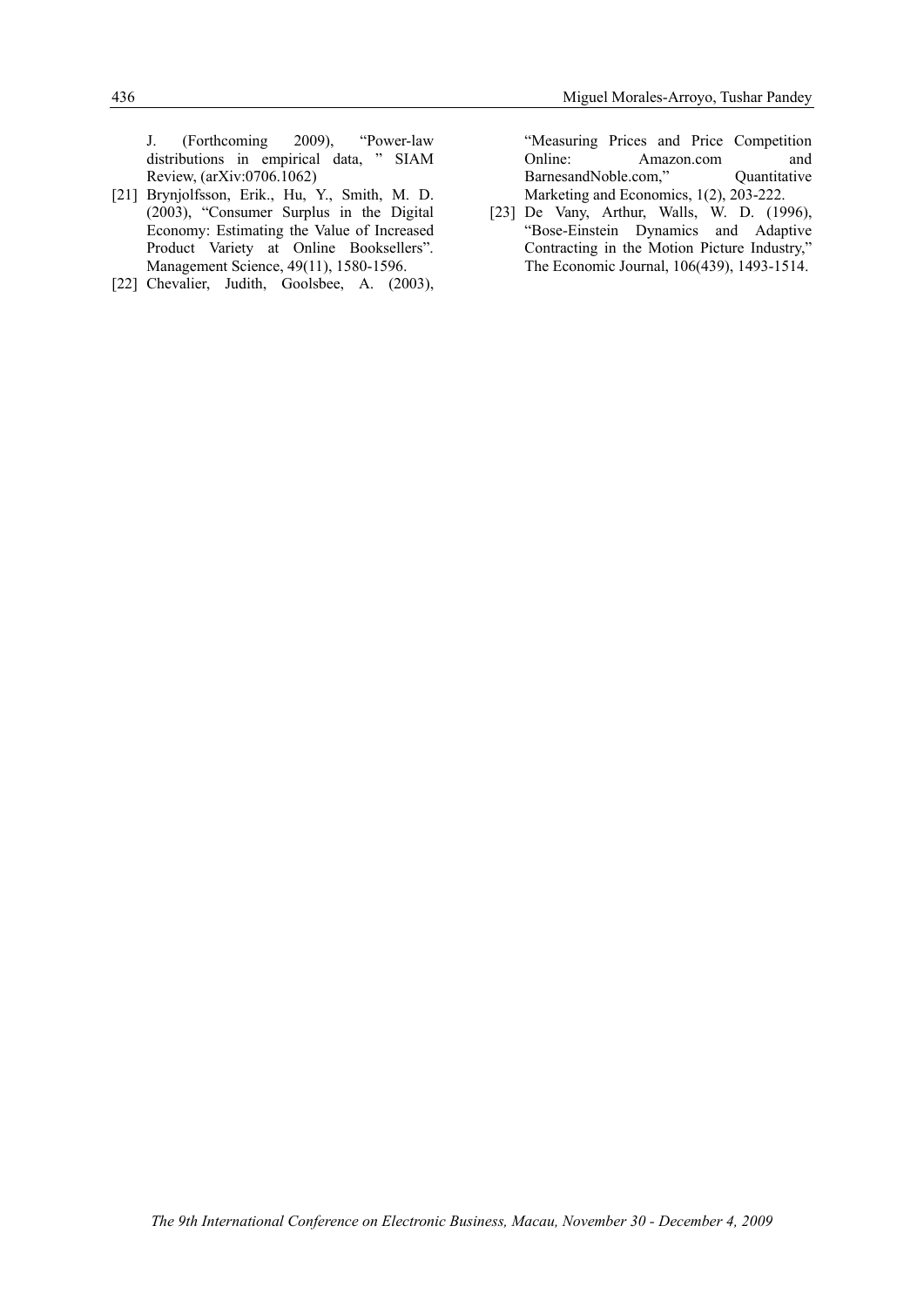J. (Forthcoming 2009), "Power-law distributions in empirical data, " SIAM Review, (arXiv:0706.1062)

[21] Brynjolfsson, Erik., Hu, Y., Smith, M. D. (2003), "Consumer Surplus in the Digital Economy: Estimating the Value of Increased Product Variety at Online Booksellers". Management Science, 49(11), 1580-1596.

[22] Chevalier, Judith, Goolsbee, A. (2003), "Measuring Prices and Price Competition Online: Amazon.com and BarnesandNoble.com," Quantitative Marketing and Economics, 1(2), 203-222.

[23] De Vany, Arthur, Walls, W. D. (1996), "Bose-Einstein Dynamics and Adaptive Contracting in the Motion Picture Industry," The Economic Journal, 106(439), 1493-1514.